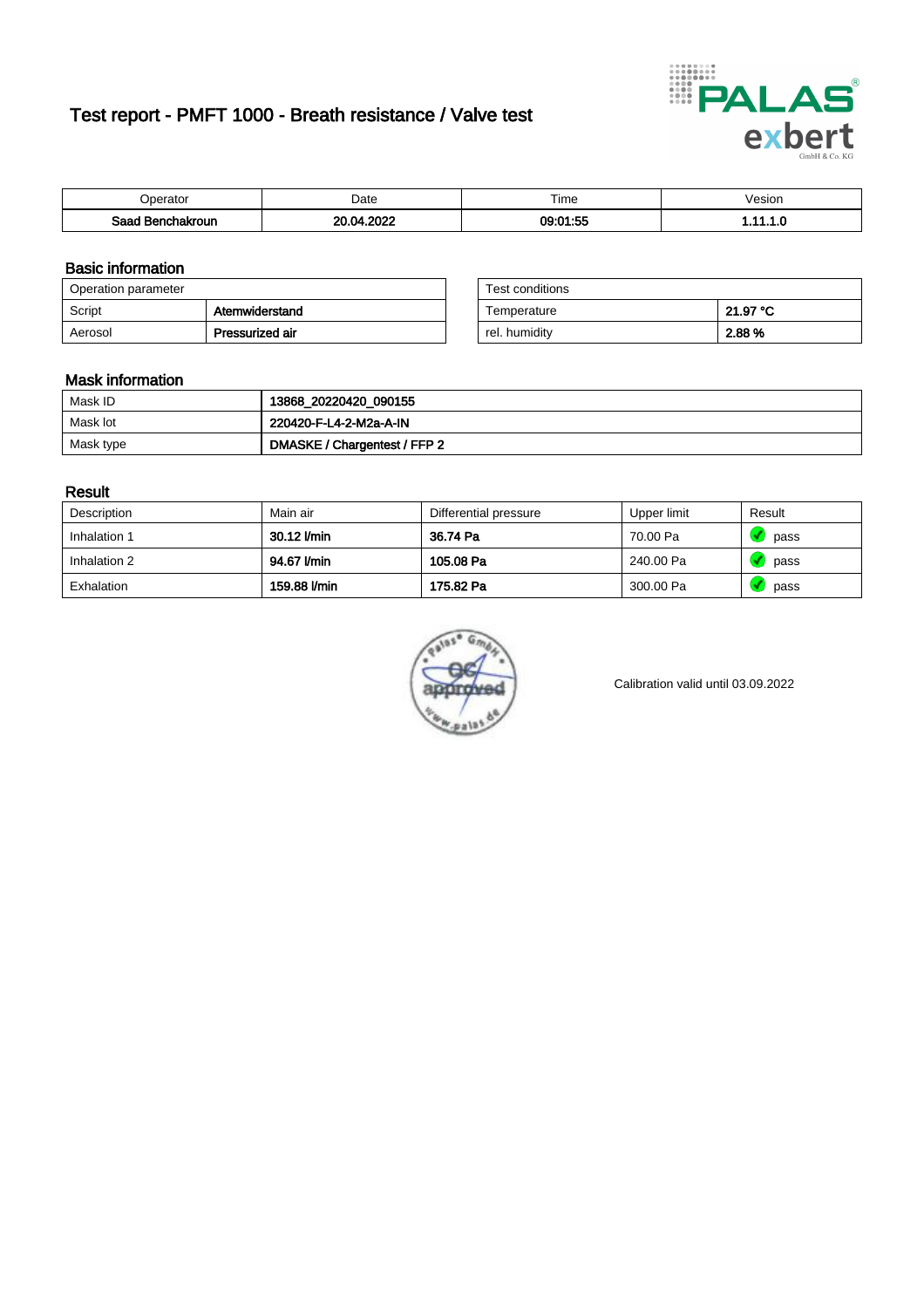# Test report - PMFT 1000 - Breath resistance / Valve test

| Operator | Date | Time | Vesion |
|---|---|---|---|
| Saad Benchakroun | 20.04.2022 | 09:01:55 | 1.11.1.0 |

## Basic information

| Operation parameter | |
|---|---|
| Script | Atemwiderstand |
| Aerosol | Pressurized air |

| Test conditions | |
|---|---|
| Temperature | 21.97 °C |
| rel. humidity | 2.88 % |

## Mask information

| | |
|---|---|
| Mask ID | 13868_20220420_090155 |
| Mask lot | 220420-F-L4-2-M2a-A-IN |
| Mask type | DMASKE / Chargentest / FFP 2 |

## Result

| Description | Main air | Differential pressure | Upper limit | Result |
|---|---|---|---|---|
| Inhalation 1 | 30.12 l/min | 36.74 Pa | 70.00 Pa | pass |
| Inhalation 2 | 94.67 l/min | 105.08 Pa | 240.00 Pa | pass |
| Exhalation | 159.88 l/min | 175.82 Pa | 300.00 Pa | pass |

Calibration valid until 03.09.2022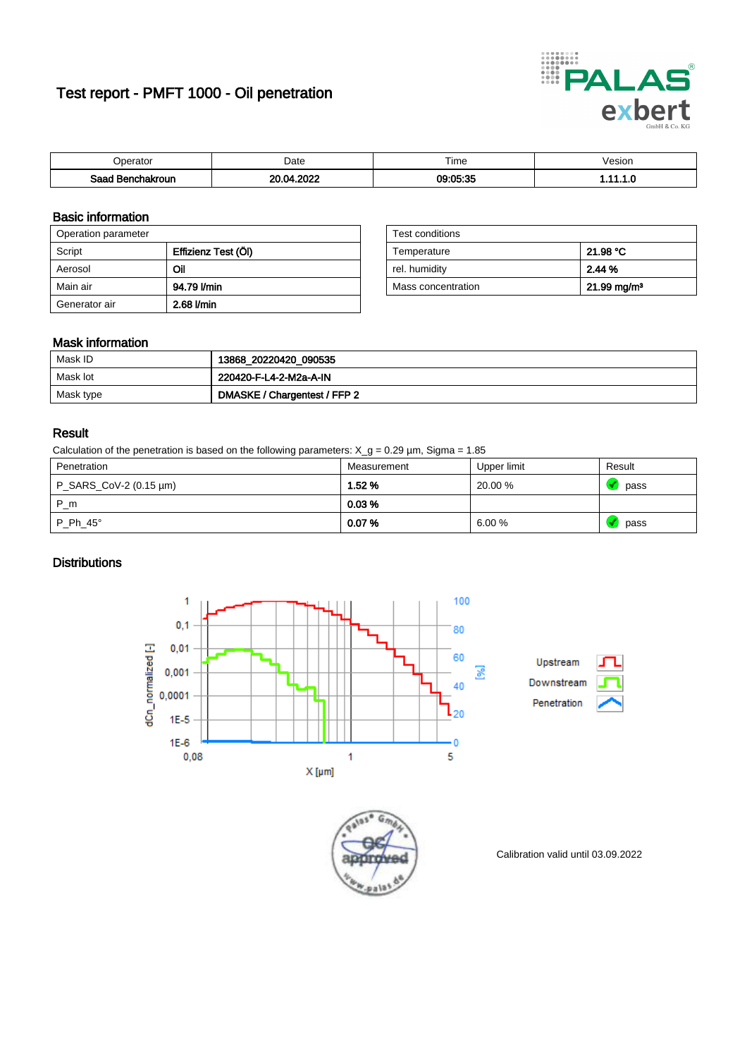# Test report - PMFT 1000 - Oil penetration

| Operator | Date | Time | Vesion |
|---|---|---|---|
| **Saad Benchakroun** | **20.04.2022** | **09:05:35** | **1.11.1.0** |

## Basic information

| Operation parameter | |
|---|---|
| Script | **Effizienz Test (Öl)** |
| Aerosol | **Oil** |
| Main air | **94.79 l/min** |
| Generator air | **2.68 l/min** |

| Test conditions | |
|---|---|
| Temperature | **21.98 °C** |
| rel. humidity | **2.44 %** |
| Mass concentration | **21.99 mg/m³** |

## Mask information

| | |
|---|---|
| Mask ID | **13868_20220420_090535** |
| Mask lot | **220420-F-L4-2-M2a-A-IN** |
| Mask type | **DMASKE / Chargentest / FFP 2** |

## Result

Calculation of the penetration is based on the following parameters: $X_g = 0.29$ µm, Sigma = 1.85

| Penetration | Measurement | Upper limit | Result |
|---|---|---|---|
| P_SARS_CoV-2 (0.15 µm) | **1.52 %** | 20.00 % | pass |
| P_m | **0.03 %** | | |
| P_Ph_45° | **0.07 %** | 6.00 % | pass |

## Distributions

dCn_normalized [-]
1
0,1
0,01
0,001
0,0001
1E-5
1E-6
0,08
1
5
X [µm]
[%]
100
80
60
40
20
0
Upstream
Downstream
Penetration

Calibration valid until 03.09.2022